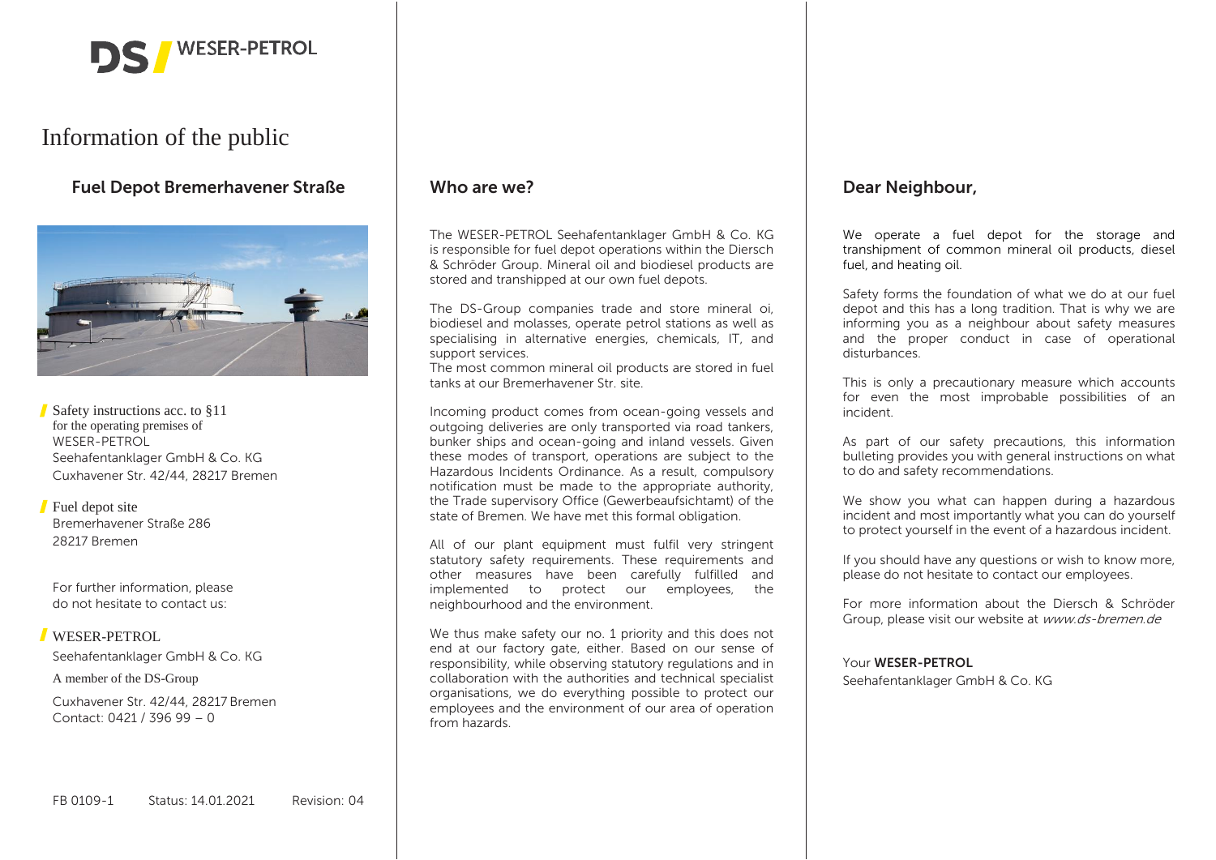DS / WESER-PETROL

# Information of the public

## Fuel Depot Bremerhavener Straße

Safety instructions acc. to §11
for the operating premises of
WESER-PETROL
Seehafentanklager GmbH & Co. KG
Cuxhavener Str. 42/44, 28217 Bremen

Fuel depot site
Bremerhavener Straße 286
28217 Bremen

For further information, please
do not hesitate to contact us:

WESER-PETROL
Seehafentanklager GmbH & Co. KG
A member of the DS-Group
Cuxhavener Str. 42/44, 28217 Bremen
Contact: 0421 / 396 99 – 0

FB 0109-1 Status: 14.01.2021 Revision: 04

## Who are we?

The WESER-PETROL Seehafentanklager GmbH & Co. KG is responsible for fuel depot operations within the Diersch & Schröder Group. Mineral oil and biodiesel products are stored and transhipped at our own fuel depots.

The DS-Group companies trade and store mineral oi, biodiesel and molasses, operate petrol stations as well as specialising in alternative energies, chemicals, IT, and support services.
The most common mineral oil products are stored in fuel tanks at our Bremerhavener Str. site.

Incoming product comes from ocean-going vessels and outgoing deliveries are only transported via road tankers, bunker ships and ocean-going and inland vessels. Given these modes of transport, operations are subject to the Hazardous Incidents Ordinance. As a result, compulsory notification must be made to the appropriate authority, the Trade supervisory Office (Gewerbeaufsichtamt) of the state of Bremen. We have met this formal obligation.

All of our plant equipment must fulfil very stringent statutory safety requirements. These requirements and other measures have been carefully fulfilled and implemented to protect our employees, the neighbourhood and the environment.

We thus make safety our no. 1 priority and this does not end at our factory gate, either. Based on our sense of responsibility, while observing statutory regulations and in collaboration with the authorities and technical specialist organisations, we do everything possible to protect our employees and the environment of our area of operation from hazards.

## Dear Neighbour,

We operate a fuel depot for the storage and transhipment of common mineral oil products, diesel fuel, and heating oil.

Safety forms the foundation of what we do at our fuel depot and this has a long tradition. That is why we are informing you as a neighbour about safety measures and the proper conduct in case of operational disturbances.

This is only a precautionary measure which accounts for even the most improbable possibilities of an incident.

As part of our safety precautions, this information bulleting provides you with general instructions on what to do and safety recommendations.

We show you what can happen during a hazardous incident and most importantly what you can do yourself to protect yourself in the event of a hazardous incident.

If you should have any questions or wish to know more, please do not hesitate to contact our employees.

For more information about the Diersch & Schröder Group, please visit our website at *www.ds-bremen.de*

Your **WESER-PETROL**
Seehafentanklager GmbH & Co. KG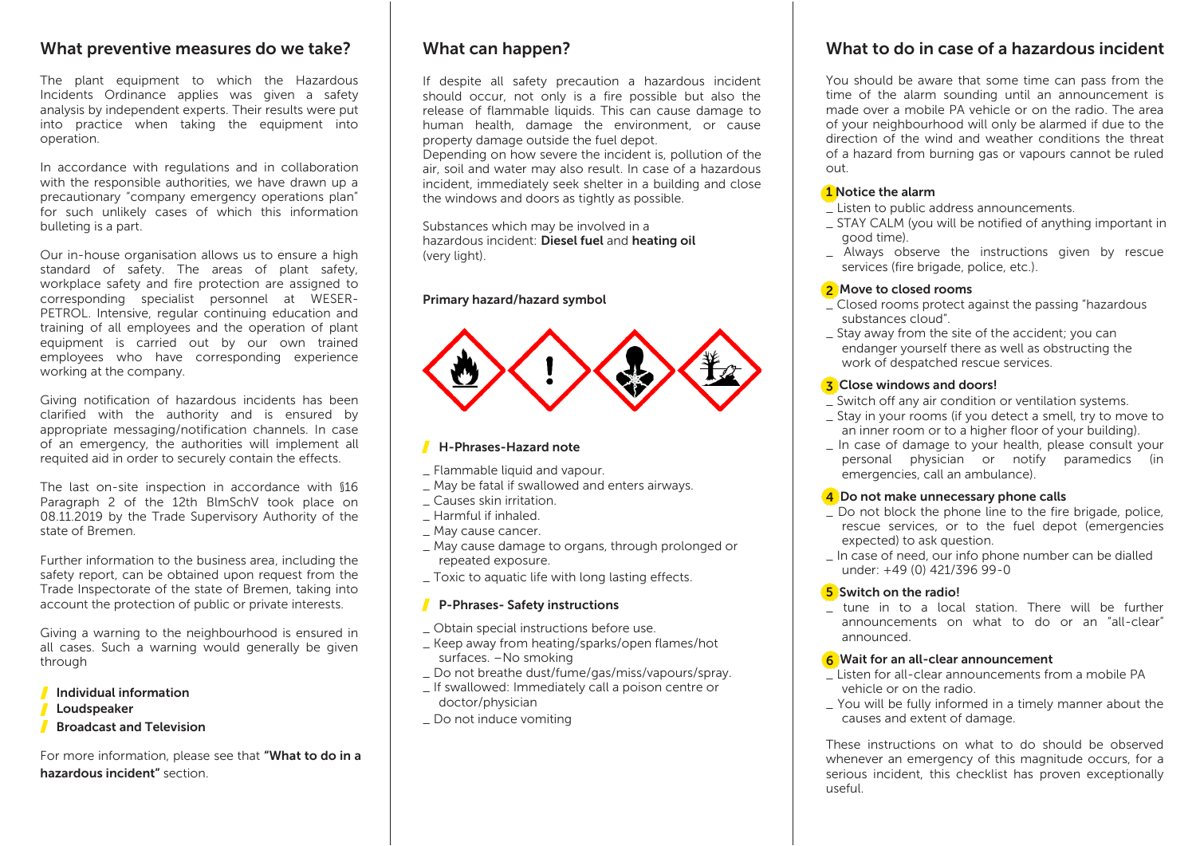## What preventive measures do we take?

The plant equipment to which the Hazardous Incidents Ordinance applies was given a safety analysis by independent experts. Their results were put into practice when taking the equipment into operation.

In accordance with regulations and in collaboration with the responsible authorities, we have drawn up a precautionary "company emergency operations plan" for such unlikely cases of which this information bulleting is a part.

Our in-house organisation allows us to ensure a high standard of safety. The areas of plant safety, workplace safety and fire protection are assigned to corresponding specialist personnel at WESER-PETROL. Intensive, regular continuing education and training of all employees and the operation of plant equipment is carried out by our own trained employees who have corresponding experience working at the company.

Giving notification of hazardous incidents has been clarified with the authority and is ensured by appropriate messaging/notification channels. In case of an emergency, the authorities will implement all requited aid in order to securely contain the effects.

The last on-site inspection in accordance with §16 Paragraph 2 of the 12th BImSchV took place on 08.11.2019 by the Trade Supervisory Authority of the state of Bremen.

Further information to the business area, including the safety report, can be obtained upon request from the Trade Inspectorate of the state of Bremen, taking into account the protection of public or private interests.

Giving a warning to the neighbourhood is ensured in all cases. Such a warning would generally be given through

- **Individual information**
- **Loudspeaker**
- **Broadcast and Television**

For more information, please see that **"What to do in a hazardous incident"** section.

## What can happen?

If despite all safety precaution a hazardous incident should occur, not only is a fire possible but also the release of flammable liquids. This can cause damage to human health, damage the environment, or cause property damage outside the fuel depot.
Depending on how severe the incident is, pollution of the air, soil and water may also result. In case of a hazardous incident, immediately seek shelter in a building and close the windows and doors as tightly as possible.

Substances which may be involved in a hazardous incident: **Diesel fuel** and **heating oil** (very light).

**Primary hazard/hazard symbol**

### H-Phrases-Hazard note

_ Flammable liquid and vapour.
_ May be fatal if swallowed and enters airways.
_ Causes skin irritation.
_ Harmful if inhaled.
_ May cause cancer.
_ May cause damage to organs, through prolonged or repeated exposure.
_ Toxic to aquatic life with long lasting effects.

### P-Phrases- Safety instructions

_ Obtain special instructions before use.
_ Keep away from heating/sparks/open flames/hot surfaces. –No smoking
_ Do not breathe dust/fume/gas/miss/vapours/spray.
_ If swallowed: Immediately call a poison centre or doctor/physician
_ Do not induce vomiting

## What to do in case of a hazardous incident

You should be aware that some time can pass from the time of the alarm sounding until an announcement is made over a mobile PA vehicle or on the radio. The area of your neighbourhood will only be alarmed if due to the direction of the wind and weather conditions the threat of a hazard from burning gas or vapours cannot be ruled out.

### 1 Notice the alarm

_ Listen to public address announcements.
_ STAY CALM (you will be notified of anything important in good time).
_ Always observe the instructions given by rescue services (fire brigade, police, etc.).

### 2 Move to closed rooms

_ Closed rooms protect against the passing "hazardous substances cloud".
_ Stay away from the site of the accident; you can endanger yourself there as well as obstructing the work of despatched rescue services.

### 3 Close windows and doors!

_ Switch off any air condition or ventilation systems.
_ Stay in your rooms (if you detect a smell, try to move to an inner room or to a higher floor of your building).
_ In case of damage to your health, please consult your personal physician or notify paramedics (in emergencies, call an ambulance).

### 4 Do not make unnecessary phone calls

_ Do not block the phone line to the fire brigade, police, rescue services, or to the fuel depot (emergencies expected) to ask question.
_ In case of need, our info phone number can be dialled under: +49 (0) 421/396 99-0

### 5 Switch on the radio!

_ tune in to a local station. There will be further announcements on what to do or an "all-clear" announced.

### 6 Wait for an all-clear announcement

_ Listen for all-clear announcements from a mobile PA vehicle or on the radio.
_ You will be fully informed in a timely manner about the causes and extent of damage.

These instructions on what to do should be observed whenever an emergency of this magnitude occurs, for a serious incident, this checklist has proven exceptionally useful.